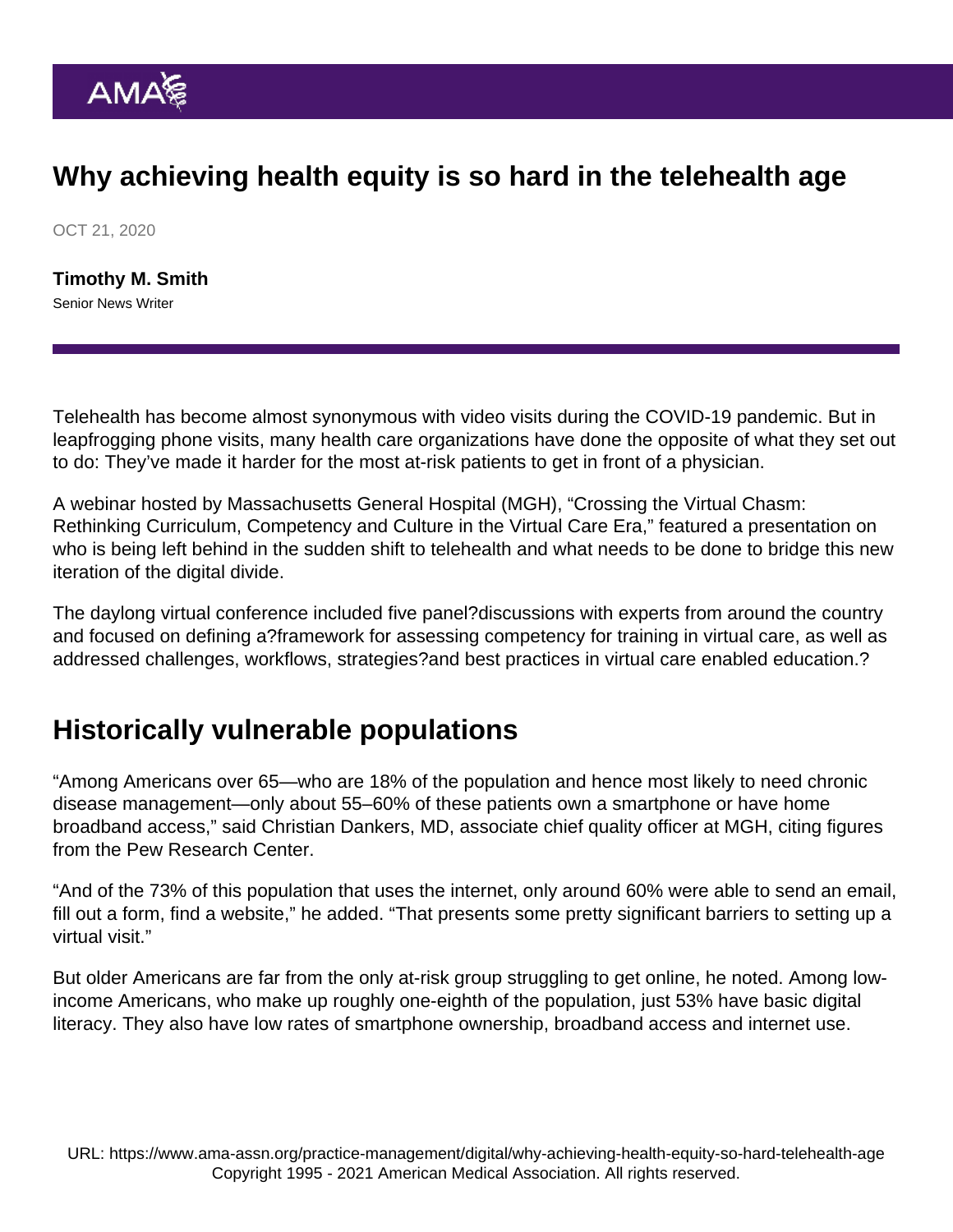# Why achieving health equity is so hard in the telehealth age

OCT 21, 2020

**Timothy M. Smith**
Senior News Writer

Telehealth has become almost synonymous with video visits during the COVID-19 pandemic. But in leapfrogging phone visits, many health care organizations have done the opposite of what they set out to do: They've made it harder for the most at-risk patients to get in front of a physician.

A webinar hosted by Massachusetts General Hospital (MGH), "Crossing the Virtual Chasm: Rethinking Curriculum, Competency and Culture in the Virtual Care Era," featured a presentation on who is being left behind in the sudden shift to telehealth and what needs to be done to bridge this new iteration of the digital divide.

The daylong virtual conference included five panel?discussions with experts from around the country and focused on defining a?framework for assessing competency for training in virtual care, as well as addressed challenges, workflows, strategies?and best practices in virtual care enabled education.?

## Historically vulnerable populations

"Among Americans over 65—who are 18% of the population and hence most likely to need chronic disease management—only about 55–60% of these patients own a smartphone or have home broadband access," said Christian Dankers, MD, associate chief quality officer at MGH, citing figures from the Pew Research Center.

"And of the 73% of this population that uses the internet, only around 60% were able to send an email, fill out a form, find a website," he added. "That presents some pretty significant barriers to setting up a virtual visit."

But older Americans are far from the only at-risk group struggling to get online, he noted. Among low-income Americans, who make up roughly one-eighth of the population, just 53% have basic digital literacy. They also have low rates of smartphone ownership, broadband access and internet use.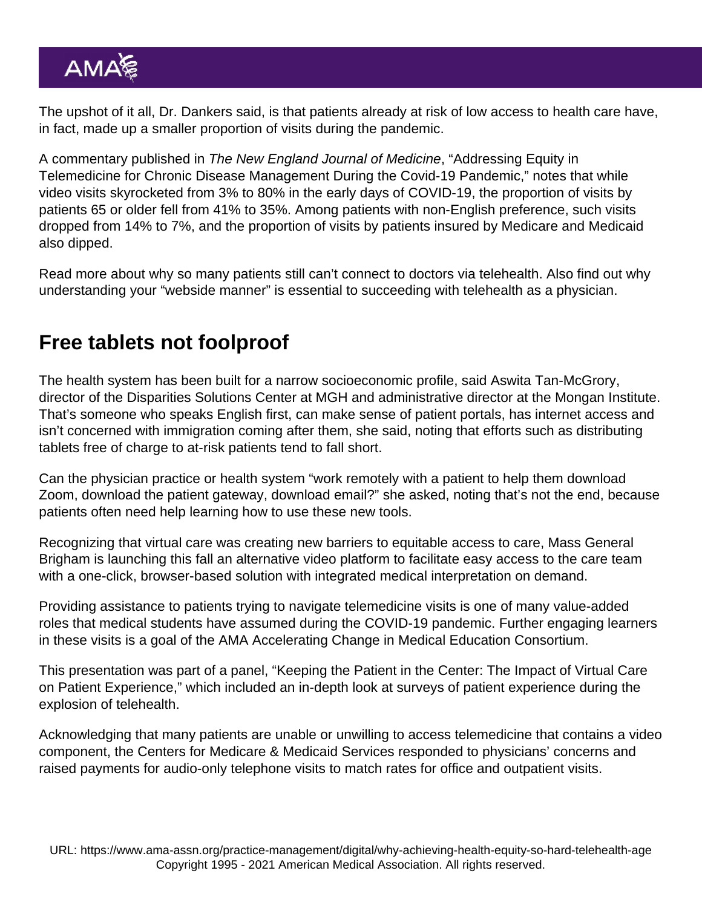The upshot of it all, Dr. Dankers said, is that patients already at risk of low access to health care have, in fact, made up a smaller proportion of visits during the pandemic.

A commentary published in *The New England Journal of Medicine*, "Addressing Equity in Telemedicine for Chronic Disease Management During the Covid-19 Pandemic," notes that while video visits skyrocketed from 3% to 80% in the early days of COVID-19, the proportion of visits by patients 65 or older fell from 41% to 35%. Among patients with non-English preference, such visits dropped from 14% to 7%, and the proportion of visits by patients insured by Medicare and Medicaid also dipped.

Read more about why so many patients still can't connect to doctors via telehealth. Also find out why understanding your "webside manner" is essential to succeeding with telehealth as a physician.

## Free tablets not foolproof

The health system has been built for a narrow socioeconomic profile, said Aswita Tan-McGrory, director of the Disparities Solutions Center at MGH and administrative director at the Mongan Institute. That's someone who speaks English first, can make sense of patient portals, has internet access and isn't concerned with immigration coming after them, she said, noting that efforts such as distributing tablets free of charge to at-risk patients tend to fall short.

Can the physician practice or health system "work remotely with a patient to help them download Zoom, download the patient gateway, download email?" she asked, noting that's not the end, because patients often need help learning how to use these new tools.

Recognizing that virtual care was creating new barriers to equitable access to care, Mass General Brigham is launching this fall an alternative video platform to facilitate easy access to the care team with a one-click, browser-based solution with integrated medical interpretation on demand.

Providing assistance to patients trying to navigate telemedicine visits is one of many value-added roles that medical students have assumed during the COVID-19 pandemic. Further engaging learners in these visits is a goal of the AMA Accelerating Change in Medical Education Consortium.

This presentation was part of a panel, "Keeping the Patient in the Center: The Impact of Virtual Care on Patient Experience," which included an in-depth look at surveys of patient experience during the explosion of telehealth.

Acknowledging that many patients are unable or unwilling to access telemedicine that contains a video component, the Centers for Medicare & Medicaid Services responded to physicians' concerns and raised payments for audio-only telephone visits to match rates for office and outpatient visits.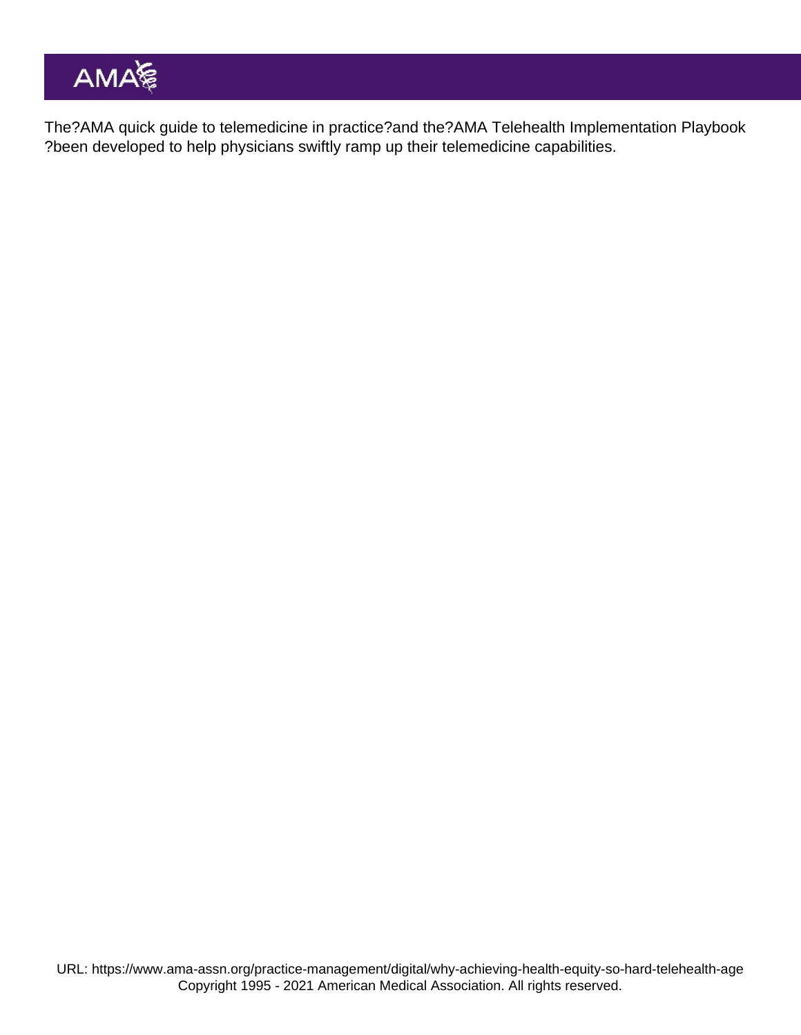The?AMA quick guide to telemedicine in practice?and the?AMA Telehealth Implementation Playbook ?been developed to help physicians swiftly ramp up their telemedicine capabilities.